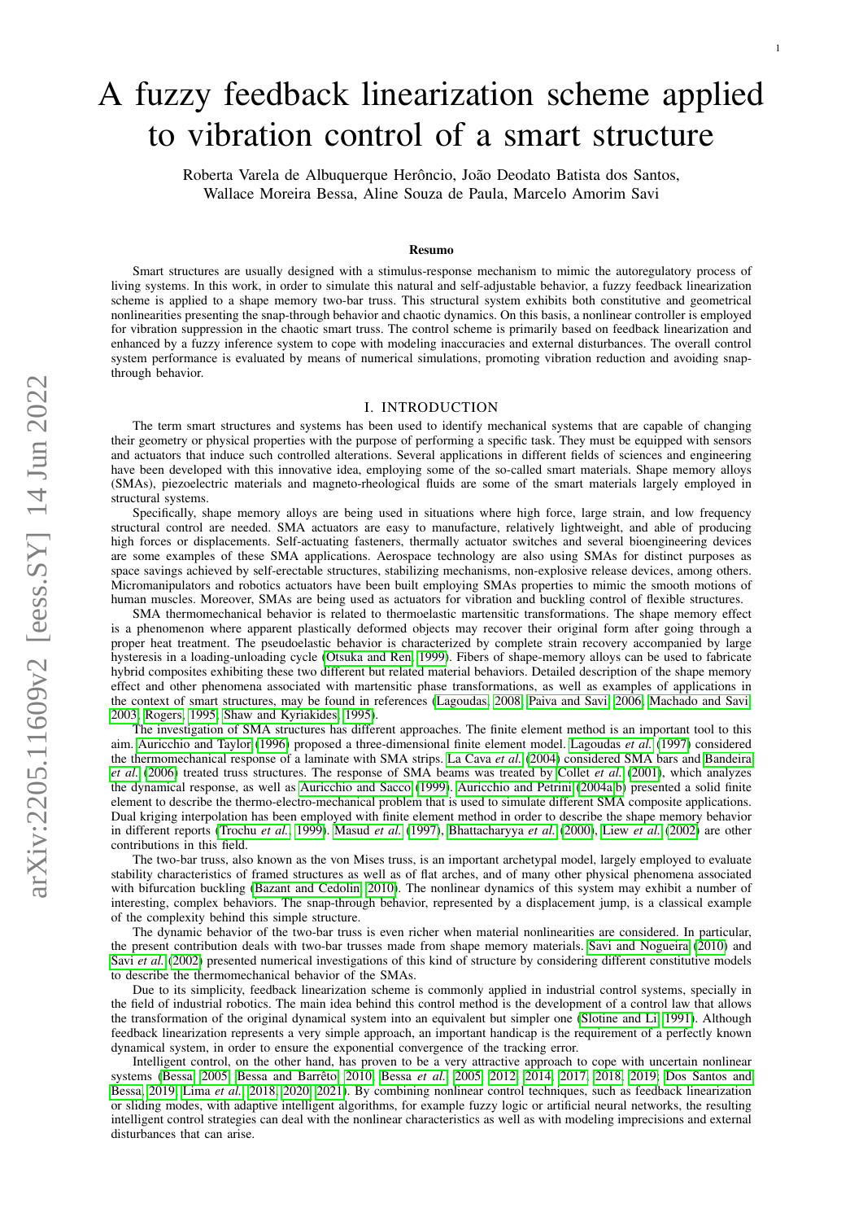# A fuzzy feedback linearization scheme applied to vibration control of a smart structure

Roberta Varela de Albuquerque Herôncio, João Deodato Batista dos Santos, Wallace Moreira Bessa, Aline Souza de Paula, Marcelo Amorim Savi

**Resumo**

Smart structures are usually designed with a stimulus-response mechanism to mimic the autoregulatory process of living systems. In this work, in order to simulate this natural and self-adjustable behavior, a fuzzy feedback linearization scheme is applied to a shape memory two-bar truss. This structural system exhibits both constitutive and geometrical nonlinearities presenting the snap-through behavior and chaotic dynamics. On this basis, a nonlinear controller is employed for vibration suppression in the chaotic smart truss. The control scheme is primarily based on feedback linearization and enhanced by a fuzzy inference system to cope with modeling inaccuracies and external disturbances. The overall control system performance is evaluated by means of numerical simulations, promoting vibration reduction and avoiding snap-through behavior.

## I. Introduction

The term smart structures and systems has been used to identify mechanical systems that are capable of changing their geometry or physical properties with the purpose of performing a specific task. They must be equipped with sensors and actuators that induce such controlled alterations. Several applications in different fields of sciences and engineering have been developed with this innovative idea, employing some of the so-called smart materials. Shape memory alloys (SMAs), piezoelectric materials and magneto-rheological fluids are some of the smart materials largely employed in structural systems.

Specifically, shape memory alloys are being used in situations where high force, large strain, and low frequency structural control are needed. SMA actuators are easy to manufacture, relatively lightweight, and able of producing high forces or displacements. Self-actuating fasteners, thermally actuator switches and several bioengineering devices are some examples of these SMA applications. Aerospace technology are also using SMAs for distinct purposes as space savings achieved by self-erectable structures, stabilizing mechanisms, non-explosive release devices, among others. Micromanipulators and robotics actuators have been built employing SMAs properties to mimic the smooth motions of human muscles. Moreover, SMAs are being used as actuators for vibration and buckling control of flexible structures.

SMA thermomechanical behavior is related to thermoelastic martensitic transformations. The shape memory effect is a phenomenon where apparent plastically deformed objects may recover their original form after going through a proper heat treatment. The pseudoelastic behavior is characterized by complete strain recovery accompanied by large hysteresis in a loading-unloading cycle (Otsuka and Ren, 1999). Fibers of shape-memory alloys can be used to fabricate hybrid composites exhibiting these two different but related material behaviors. Detailed description of the shape memory effect and other phenomena associated with martensitic phase transformations, as well as examples of applications in the context of smart structures, may be found in references (Lagoudas, 2008; Paiva and Savi, 2006; Machado and Savi, 2003; Rogers, 1995; Shaw and Kyriakides, 1995).

The investigation of SMA structures has different approaches. The finite element method is an important tool to this aim. Auricchio and Taylor (1996) proposed a three-dimensional finite element model. Lagoudas *et al.* (1997) considered the thermomechanical response of a laminate with SMA strips. La Cava *et al.* (2004) considered SMA bars and Bandeira *et al.* (2006) treated truss structures. The response of SMA beams was treated by Collet *et al.* (2001), which analyzes the dynamical response, as well as Auricchio and Sacco (1999). Auricchio and Petrini (2004a,b) presented a solid finite element to describe the thermo-electro-mechanical problem that is used to simulate different SMA composite applications. Dual kriging interpolation has been employed with finite element method in order to describe the shape memory behavior in different reports (Trochu *et al.*, 1999). Masud *et al.* (1997), Bhattacharyya *et al.* (2000), Liew *et al.* (2002) are other contributions in this field.

The two-bar truss, also known as the von Mises truss, is an important archetypal model, largely employed to evaluate stability characteristics of framed structures as well as of flat arches, and of many other physical phenomena associated with bifurcation buckling (Bazant and Cedolin, 2010). The nonlinear dynamics of this system may exhibit a number of interesting, complex behaviors. The snap-through behavior, represented by a displacement jump, is a classical example of the complexity behind this simple structure.

The dynamic behavior of the two-bar truss is even richer when material nonlinearities are considered. In particular, the present contribution deals with two-bar trusses made from shape memory materials. Savi and Nogueira (2010) and Savi *et al.* (2002) presented numerical investigations of this kind of structure by considering different constitutive models to describe the thermomechanical behavior of the SMAs.

Due to its simplicity, feedback linearization scheme is commonly applied in industrial control systems, specially in the field of industrial robotics. The main idea behind this control method is the development of a control law that allows the transformation of the original dynamical system into an equivalent but simpler one (Slotine and Li, 1991). Although feedback linearization represents a very simple approach, an important handicap is the requirement of a perfectly known dynamical system, in order to ensure the exponential convergence of the tracking error.

Intelligent control, on the other hand, has proven to be a very attractive approach to cope with uncertain nonlinear systems (Bessa, 2005; Bessa and Barrêto, 2010; Bessa *et al.*, 2005, 2012, 2014, 2017, 2018, 2019; Dos Santos and Bessa, 2019; Lima *et al.*, 2018, 2020, 2021). By combining nonlinear control techniques, such as feedback linearization or sliding modes, with adaptive intelligent algorithms, for example fuzzy logic or artificial neural networks, the resulting intelligent control strategies can deal with the nonlinear characteristics as well as with modeling imprecisions and external disturbances that can arise.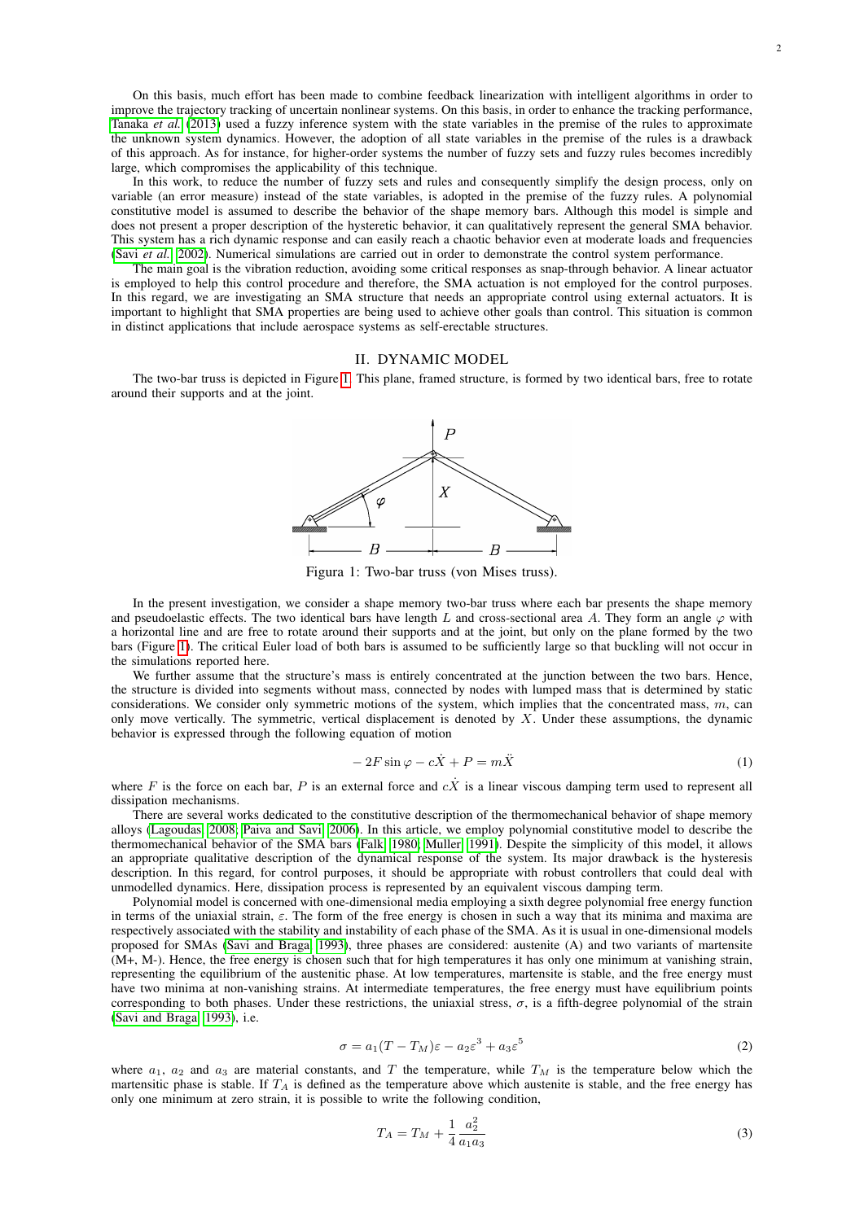On this basis, much effort has been made to combine feedback linearization with intelligent algorithms in order to improve the trajectory tracking of uncertain nonlinear systems. On this basis, in order to enhance the tracking performance, Tanaka *et al.* (2013) used a fuzzy inference system with the state variables in the premise of the rules to approximate the unknown system dynamics. However, the adoption of all state variables in the premise of the rules is a drawback of this approach. As for instance, for higher-order systems the number of fuzzy sets and fuzzy rules becomes incredibly large, which compromises the applicability of this technique.

In this work, to reduce the number of fuzzy sets and rules and consequently simplify the design process, only on variable (an error measure) instead of the state variables, is adopted in the premise of the fuzzy rules. A polynomial constitutive model is assumed to describe the behavior of the shape memory bars. Although this model is simple and does not present a proper description of the hysteretic behavior, it can qualitatively represent the general SMA behavior. This system has a rich dynamic response and can easily reach a chaotic behavior even at moderate loads and frequencies (Savi *et al.*, 2002). Numerical simulations are carried out in order to demonstrate the control system performance.

The main goal is the vibration reduction, avoiding some critical responses as snap-through behavior. A linear actuator is employed to help this control procedure and therefore, the SMA actuation is not employed for the control purposes. In this regard, we are investigating an SMA structure that needs an appropriate control using external actuators. It is important to highlight that SMA properties are being used to achieve other goals than control. This situation is common in distinct applications that include aerospace systems as self-erectable structures.

## II. Dynamic Model

The two-bar truss is depicted in Figure 1. This plane, framed structure, is formed by two identical bars, free to rotate around their supports and at the joint.

Figura 1: Two-bar truss (von Mises truss).

In the present investigation, we consider a shape memory two-bar truss where each bar presents the shape memory and pseudoelastic effects. The two identical bars have length $L$ and cross-sectional area $A$. They form an angle $\varphi$ with a horizontal line and are free to rotate around their supports and at the joint, but only on the plane formed by the two bars (Figure 1). The critical Euler load of both bars is assumed to be sufficiently large so that buckling will not occur in the simulations reported here.

We further assume that the structure's mass is entirely concentrated at the junction between the two bars. Hence, the structure is divided into segments without mass, connected by nodes with lumped mass that is determined by static considerations. We consider only symmetric motions of the system, which implies that the concentrated mass, $m$, can only move vertically. The symmetric, vertical displacement is denoted by $X$. Under these assumptions, the dynamic behavior is expressed through the following equation of motion

$$- 2F \sin \varphi - c\dot{X} + P = m\ddot{X} \tag{1}$$

where $F$ is the force on each bar, $P$ is an external force and $c\dot{X}$ is a linear viscous damping term used to represent all dissipation mechanisms.

There are several works dedicated to the constitutive description of the thermomechanical behavior of shape memory alloys (Lagoudas, 2008; Paiva and Savi, 2006). In this article, we employ polynomial constitutive model to describe the thermomechanical behavior of the SMA bars (Falk, 1980; Muller, 1991). Despite the simplicity of this model, it allows an appropriate qualitative description of the dynamical response of the system. Its major drawback is the hysteresis description. In this regard, for control purposes, it should be appropriate with robust controllers that could deal with unmodelled dynamics. Here, dissipation process is represented by an equivalent viscous damping term.

Polynomial model is concerned with one-dimensional media employing a sixth degree polynomial free energy function in terms of the uniaxial strain, $\varepsilon$. The form of the free energy is chosen in such a way that its minima and maxima are respectively associated with the stability and instability of each phase of the SMA. As it is usual in one-dimensional models proposed for SMAs (Savi and Braga, 1993), three phases are considered: austenite (A) and two variants of martensite (M+, M-). Hence, the free energy is chosen such that for high temperatures it has only one minimum at vanishing strain, representing the equilibrium of the austenitic phase. At low temperatures, martensite is stable, and the free energy must have two minima at non-vanishing strains. At intermediate temperatures, the free energy must have equilibrium points corresponding to both phases. Under these restrictions, the uniaxial stress, $\sigma$, is a fifth-degree polynomial of the strain (Savi and Braga, 1993), i.e.

$$\sigma = a_1(T - T_M)\varepsilon - a_2\varepsilon^3 + a_3\varepsilon^5 \tag{2}$$

where $a_1$, $a_2$ and $a_3$ are material constants, and $T$ the temperature, while $T_M$ is the temperature below which the martensitic phase is stable. If $T_A$ is defined as the temperature above which austenite is stable, and the free energy has only one minimum at zero strain, it is possible to write the following condition,

$$T_A = T_M + \frac{1}{4}\frac{a_2^2}{a_1 a_3} \tag{3}$$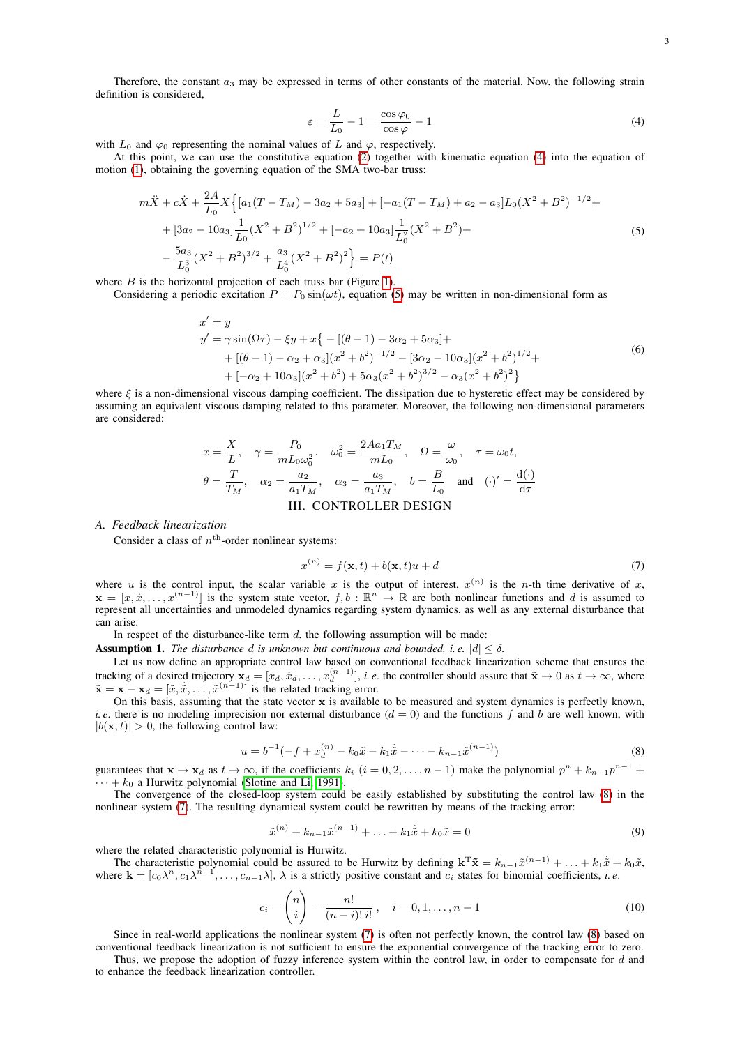Therefore, the constant $a_3$ may be expressed in terms of other constants of the material. Now, the following strain definition is considered,

$$\varepsilon = \frac{L}{L_0} - 1 = \frac{\cos\varphi_0}{\cos\varphi} - 1 \tag{4}$$

with $L_0$ and $\varphi_0$ representing the nominal values of $L$ and $\varphi$, respectively.

At this point, we can use the constitutive equation (2) together with kinematic equation (4) into the equation of motion (1), obtaining the governing equation of the SMA two-bar truss:

$$\begin{aligned}
m\ddot{X} + c\dot{X} + \frac{2A}{L_0}X\Big\{&[a_1(T-T_M) - 3a_2 + 5a_3] + [-a_1(T-T_M) + a_2 - a_3]L_0(X^2+B^2)^{-1/2} + \\
&+ [3a_2 - 10a_3]\frac{1}{L_0}(X^2+B^2)^{1/2} + [-a_2 + 10a_3]\frac{1}{L_0^2}(X^2+B^2) + \\
&- \frac{5a_3}{L_0^3}(X^2+B^2)^{3/2} + \frac{a_3}{L_0^4}(X^2+B^2)^2\Big\} = P(t)
\end{aligned} \tag{5}$$

where $B$ is the horizontal projection of each truss bar (Figure 1).

Considering a periodic excitation $P = P_0\sin(\omega t)$, equation (5) may be written in non-dimensional form as

$$\begin{aligned}
x' &= y \\
y' &= \gamma\sin(\Omega\tau) - \xi y + x\big\{-[(\theta-1) - 3\alpha_2 + 5\alpha_3] + \\
&\quad + [(\theta-1) - \alpha_2 + \alpha_3](x^2+b^2)^{-1/2} - [3\alpha_2 - 10\alpha_3](x^2+b^2)^{1/2} + \\
&\quad + [-\alpha_2 + 10\alpha_3](x^2+b^2) + 5\alpha_3(x^2+b^2)^{3/2} - \alpha_3(x^2+b^2)^2\big\}
\end{aligned} \tag{6}$$

where $\xi$ is a non-dimensional viscous damping coefficient. The dissipation due to hysteretic effect may be considered by assuming an equivalent viscous damping related to this parameter. Moreover, the following non-dimensional parameters are considered:

$$x = \frac{X}{L}, \quad \gamma = \frac{P_0}{mL_0\omega_0^2}, \quad \omega_0^2 = \frac{2Aa_1T_M}{mL_0}, \quad \Omega = \frac{\omega}{\omega_0}, \quad \tau = \omega_0 t,$$

$$\theta = \frac{T}{T_M}, \quad \alpha_2 = \frac{a_2}{a_1T_M}, \quad \alpha_3 = \frac{a_3}{a_1T_M}, \quad b = \frac{B}{L_0} \quad \text{and} \quad (\cdot)' = \frac{\mathrm{d}(\cdot)}{\mathrm{d}\tau}$$

## III. CONTROLLER DESIGN

### A. Feedback linearization

Consider a class of $n^{\text{th}}$-order nonlinear systems:

$$x^{(n)} = f(\mathbf{x}, t) + b(\mathbf{x}, t)u + d \tag{7}$$

where $u$ is the control input, the scalar variable $x$ is the output of interest, $x^{(n)}$ is the $n$-th time derivative of $x$, $\mathbf{x} = [x, \dot{x}, \ldots, x^{(n-1)}]$ is the system state vector, $f, b : \mathbb{R}^n \to \mathbb{R}$ are both nonlinear functions and $d$ is assumed to represent all uncertainties and unmodeled dynamics regarding system dynamics, as well as any external disturbance that can arise.

In respect of the disturbance-like term $d$, the following assumption will be made:

**Assumption 1.** *The disturbance $d$ is unknown but continuous and bounded, i. e. $|d| \leq \delta$.*

Let us now define an appropriate control law based on conventional feedback linearization scheme that ensures the tracking of a desired trajectory $\mathbf{x}_d = [x_d, \dot{x}_d, \ldots, x_d^{(n-1)}]$, *i. e.* the controller should assure that $\tilde{\mathbf{x}} \to 0$ as $t \to \infty$, where $\tilde{\mathbf{x}} = \mathbf{x} - \mathbf{x}_d = [\tilde{x}, \dot{\tilde{x}}, \ldots, \tilde{x}^{(n-1)}]$ is the related tracking error.

On this basis, assuming that the state vector $\mathbf{x}$ is available to be measured and system dynamics is perfectly known, *i. e.* there is no modeling imprecision nor external disturbance ($d = 0$) and the functions $f$ and $b$ are well known, with $|b(\mathbf{x}, t)| > 0$, the following control law:

$$u = b^{-1}(-f + x_d^{(n)} - k_0\tilde{x} - k_1\dot{\tilde{x}} - \cdots - k_{n-1}\tilde{x}^{(n-1)}) \tag{8}$$

guarantees that $\mathbf{x} \to \mathbf{x}_d$ as $t \to \infty$, if the coefficients $k_i$ ($i = 0, 2, \ldots, n-1$) make the polynomial $p^n + k_{n-1}p^{n-1} + \cdots + k_0$ a Hurwitz polynomial (Slotine and Li, 1991).

The convergence of the closed-loop system could be easily established by substituting the control law (8) in the nonlinear system (7). The resulting dynamical system could be rewritten by means of the tracking error:

$$\tilde{x}^{(n)} + k_{n-1}\tilde{x}^{(n-1)} + \ldots + k_1\dot{\tilde{x}} + k_0\tilde{x} = 0 \tag{9}$$

where the related characteristic polynomial is Hurwitz.

The characteristic polynomial could be assured to be Hurwitz by defining $\mathbf{k}^{\mathrm{T}}\tilde{\mathbf{x}} = k_{n-1}\tilde{x}^{(n-1)} + \ldots + k_1\dot{\tilde{x}} + k_0\tilde{x}$, where $\mathbf{k} = [c_0\lambda^n, c_1\lambda^{n-1}, \ldots, c_{n-1}\lambda]$, $\lambda$ is a strictly positive constant and $c_i$ states for binomial coefficients, *i. e.*

$$c_i = \binom{n}{i} = \frac{n!}{(n-i)!\,i!}, \quad i = 0, 1, \ldots, n-1 \tag{10}$$

Since in real-world applications the nonlinear system (7) is often not perfectly known, the control law (8) based on conventional feedback linearization is not sufficient to ensure the exponential convergence of the tracking error to zero. Thus, we propose the adoption of fuzzy inference system within the control law, in order to compensate for $d$ and to enhance the feedback linearization controller.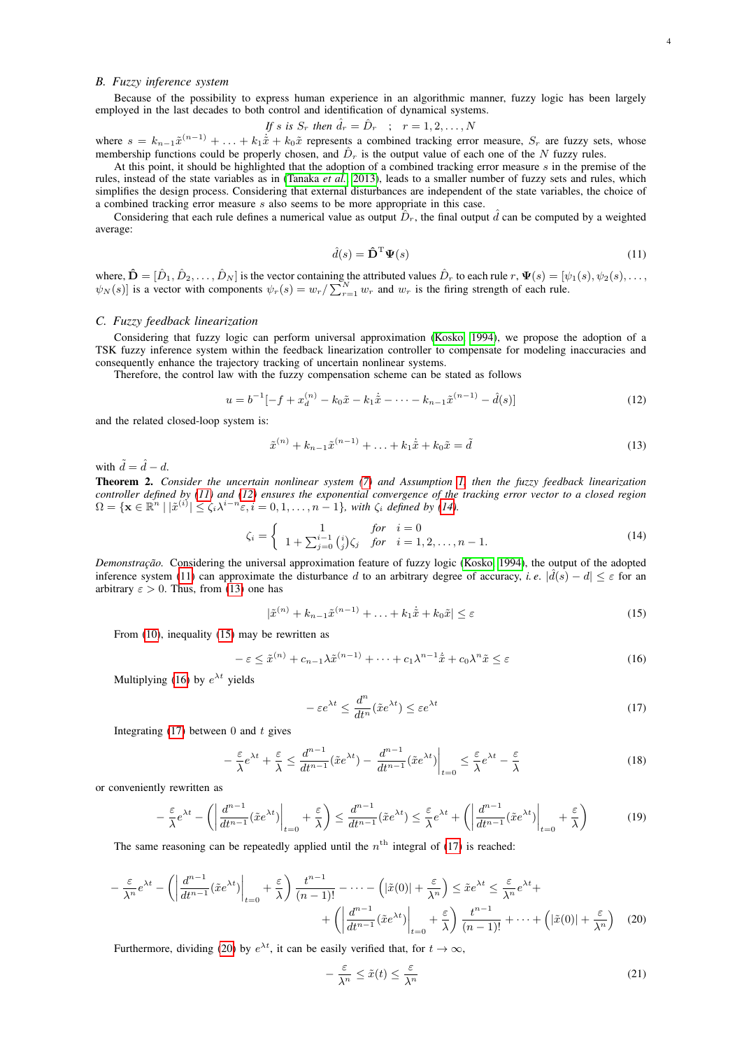### B. Fuzzy inference system

Because of the possibility to express human experience in an algorithmic manner, fuzzy logic has been largely employed in the last decades to both control and identification of dynamical systems.

$$\textit{If } s \textit{ is } S_r \textit{ then } \hat{d}_r = \hat{D}_r \quad ; \quad r = 1, 2, \ldots, N$$

where $s = k_{n-1}\tilde{x}^{(n-1)} + \ldots + k_1\dot{\tilde{x}} + k_0\tilde{x}$ represents a combined tracking error measure, $S_r$ are fuzzy sets, whose membership functions could be properly chosen, and $\hat{D}_r$ is the output value of each one of the $N$ fuzzy rules.

At this point, it should be highlighted that the adoption of a combined tracking error measure $s$ in the premise of the rules, instead of the state variables as in (Tanaka *et al.* 2013), leads to a smaller number of fuzzy sets and rules, which simplifies the design process. Considering that external disturbances are independent of the state variables, the choice of a combined tracking error measure $s$ also seems to be more appropriate in this case.

Considering that each rule defines a numerical value as output $\hat{D}_r$, the final output $\hat{d}$ can be computed by a weighted average:

$$\hat{d}(s) = \hat{\mathbf{D}}^{\mathrm{T}}\mathbf{\Psi}(s) \tag{11}$$

where, $\hat{\mathbf{D}} = [\hat{D}_1, \hat{D}_2, \ldots, \hat{D}_N]$ is the vector containing the attributed values $\hat{D}_r$ to each rule $r$, $\mathbf{\Psi}(s) = [\psi_1(s), \psi_2(s), \ldots, \psi_N(s)]$ is a vector with components $\psi_r(s) = w_r / \sum_{r=1}^{N} w_r$ and $w_r$ is the firing strength of each rule.

### C. Fuzzy feedback linearization

Considering that fuzzy logic can perform universal approximation (Kosko 1994), we propose the adoption of a TSK fuzzy inference system within the feedback linearization controller to compensate for modeling inaccuracies and consequently enhance the trajectory tracking of uncertain nonlinear systems.

Therefore, the control law with the fuzzy compensation scheme can be stated as follows

$$u = b^{-1}[-f + x_d^{(n)} - k_0\tilde{x} - k_1\dot{\tilde{x}} - \cdots - k_{n-1}\tilde{x}^{(n-1)} - \hat{d}(s)] \tag{12}$$

and the related closed-loop system is:

$$\tilde{x}^{(n)} + k_{n-1}\tilde{x}^{(n-1)} + \ldots + k_1\dot{\tilde{x}} + k_0\tilde{x} = \tilde{d} \tag{13}$$

with $\tilde{d} = \hat{d} - d$.

**Theorem 2.** *Consider the uncertain nonlinear system (7) and Assumption 1, then the fuzzy feedback linearization controller defined by (11) and (12) ensures the exponential convergence of the tracking error vector to a closed region* $\Omega = \{\mathbf{x} \in \mathbb{R}^n \mid |\tilde{x}^{(i)}| \leq \zeta_i \lambda^{i-n}\varepsilon, i = 0, 1, \ldots, n-1\}$*, with* $\zeta_i$ *defined by (14).*

$$\zeta_i = \begin{cases} 1 & \textit{for} \quad i = 0 \\ 1 + \sum_{j=0}^{i-1}\binom{i}{j}\zeta_j & \textit{for} \quad i = 1, 2, \ldots, n-1. \end{cases} \tag{14}$$

*Demonstração.* Considering the universal approximation feature of fuzzy logic (Kosko 1994), the output of the adopted inference system (11) can approximate the disturbance $d$ to an arbitrary degree of accuracy, *i. e.* $|\hat{d}(s) - d| \leq \varepsilon$ for an arbitrary $\varepsilon > 0$. Thus, from (13) one has

$$|\tilde{x}^{(n)} + k_{n-1}\tilde{x}^{(n-1)} + \ldots + k_1\dot{\tilde{x}} + k_0\tilde{x}| \leq \varepsilon \tag{15}$$

From (10), inequality (15) may be rewritten as

$$-\varepsilon \leq \tilde{x}^{(n)} + c_{n-1}\lambda\tilde{x}^{(n-1)} + \cdots + c_1\lambda^{n-1}\dot{\tilde{x}} + c_0\lambda^n\tilde{x} \leq \varepsilon \tag{16}$$

Multiplying (16) by $e^{\lambda t}$ yields

$$-\varepsilon e^{\lambda t} \leq \frac{d^n}{dt^n}(\tilde{x}e^{\lambda t}) \leq \varepsilon e^{\lambda t} \tag{17}$$

Integrating (17) between 0 and $t$ gives

$$-\frac{\varepsilon}{\lambda}e^{\lambda t} + \frac{\varepsilon}{\lambda} \leq \frac{d^{n-1}}{dt^{n-1}}(\tilde{x}e^{\lambda t}) - \left.\frac{d^{n-1}}{dt^{n-1}}(\tilde{x}e^{\lambda t})\right|_{t=0} \leq \frac{\varepsilon}{\lambda}e^{\lambda t} - \frac{\varepsilon}{\lambda} \tag{18}$$

or conveniently rewritten as

$$-\frac{\varepsilon}{\lambda}e^{\lambda t} - \left(\left|\left.\frac{d^{n-1}}{dt^{n-1}}(\tilde{x}e^{\lambda t})\right|_{t=0}\right| + \frac{\varepsilon}{\lambda}\right) \leq \frac{d^{n-1}}{dt^{n-1}}(\tilde{x}e^{\lambda t}) \leq \frac{\varepsilon}{\lambda}e^{\lambda t} + \left(\left|\left.\frac{d^{n-1}}{dt^{n-1}}(\tilde{x}e^{\lambda t})\right|_{t=0}\right| + \frac{\varepsilon}{\lambda}\right) \tag{19}$$

The same reasoning can be repeatedly applied until the $n^{\text{th}}$ integral of (17) is reached:

$$\begin{aligned} -\frac{\varepsilon}{\lambda^n}e^{\lambda t} - \left(\left|\left.\frac{d^{n-1}}{dt^{n-1}}(\tilde{x}e^{\lambda t})\right|_{t=0}\right| + \frac{\varepsilon}{\lambda}\right)\frac{t^{n-1}}{(n-1)!} - \cdots - \left(|\tilde{x}(0)| + \frac{\varepsilon}{\lambda^n}\right) \leq \tilde{x}e^{\lambda t} \leq \frac{\varepsilon}{\lambda^n}e^{\lambda t} + \\ + \left(\left|\left.\frac{d^{n-1}}{dt^{n-1}}(\tilde{x}e^{\lambda t})\right|_{t=0}\right| + \frac{\varepsilon}{\lambda}\right)\frac{t^{n-1}}{(n-1)!} + \cdots + \left(|\tilde{x}(0)| + \frac{\varepsilon}{\lambda^n}\right) \end{aligned} \tag{20}$$

Furthermore, dividing (20) by $e^{\lambda t}$, it can be easily verified that, for $t \to \infty$,

$$-\frac{\varepsilon}{\lambda^n} \leq \tilde{x}(t) \leq \frac{\varepsilon}{\lambda^n} \tag{21}$$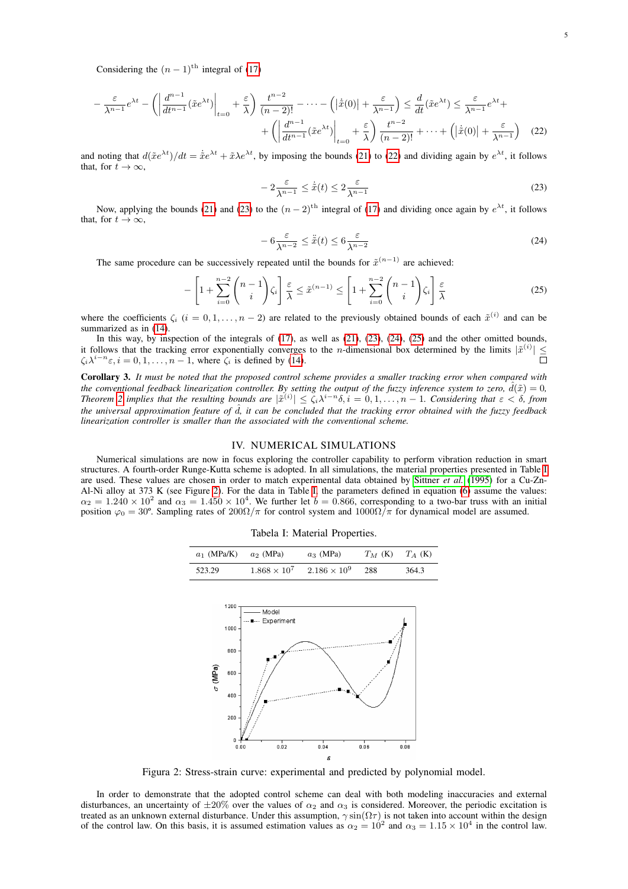Considering the $(n-1)^{\text{th}}$ integral of (17)

$$-\frac{\varepsilon}{\lambda^{n-1}}e^{\lambda t} - \left(\left|\frac{d^{n-1}}{dt^{n-1}}(\tilde{x}e^{\lambda t})\right|_{t=0} + \frac{\varepsilon}{\lambda}\right)\frac{t^{n-2}}{(n-2)!} - \cdots - \left(|\dot{\tilde{x}}(0)| + \frac{\varepsilon}{\lambda^{n-1}}\right) \leq \frac{d}{dt}(\tilde{x}e^{\lambda t}) \leq \frac{\varepsilon}{\lambda^{n-1}}e^{\lambda t} + \\ + \left(\left|\frac{d^{n-1}}{dt^{n-1}}(\tilde{x}e^{\lambda t})\right|_{t=0} + \frac{\varepsilon}{\lambda}\right)\frac{t^{n-2}}{(n-2)!} + \cdots + \left(|\dot{\tilde{x}}(0)| + \frac{\varepsilon}{\lambda^{n-1}}\right) \quad (22)$$

and noting that $d(\tilde{x}e^{\lambda t})/dt = \dot{\tilde{x}}e^{\lambda t} + \tilde{x}\lambda e^{\lambda t}$, by imposing the bounds (21) to (22) and dividing again by $e^{\lambda t}$, it follows that, for $t \to \infty$,

$$-2\frac{\varepsilon}{\lambda^{n-1}} \leq \dot{\tilde{x}}(t) \leq 2\frac{\varepsilon}{\lambda^{n-1}} \quad (23)$$

Now, applying the bounds (21) and (23) to the $(n-2)^{\text{th}}$ integral of (17) and dividing once again by $e^{\lambda t}$, it follows that, for $t \to \infty$,

$$-6\frac{\varepsilon}{\lambda^{n-2}} \leq \ddot{\tilde{x}}(t) \leq 6\frac{\varepsilon}{\lambda^{n-2}} \quad (24)$$

The same procedure can be successively repeated until the bounds for $\tilde{x}^{(n-1)}$ are achieved:

$$-\left[1 + \sum_{i=0}^{n-2}\binom{n-1}{i}\zeta_i\right]\frac{\varepsilon}{\lambda} \leq \tilde{x}^{(n-1)} \leq \left[1 + \sum_{i=0}^{n-2}\binom{n-1}{i}\zeta_i\right]\frac{\varepsilon}{\lambda} \quad (25)$$

where the coefficients $\zeta_i$ $(i = 0, 1, \ldots, n-2)$ are related to the previously obtained bounds of each $\tilde{x}^{(i)}$ and can be summarized as in (14).

In this way, by inspection of the integrals of (17), as well as (21), (23), (24), (25) and the other omitted bounds, it follows that the tracking error exponentially converges to the $n$-dimensional box determined by the limits $|\tilde{x}^{(i)}| \leq \zeta_i\lambda^{i-n}\varepsilon, i = 0, 1, \ldots, n-1$, where $\zeta_i$ is defined by (14). □

**Corollary 3.** *It must be noted that the proposed control scheme provides a smaller tracking error when compared with the conventional feedback linearization controller. By setting the output of the fuzzy inference system to zero,* $\hat{d}(\tilde{x}) = 0$*, Theorem 2 implies that the resulting bounds are* $|\tilde{x}^{(i)}| \leq \zeta_i\lambda^{i-n}\delta, i = 0, 1, \ldots, n-1$*. Considering that* $\varepsilon < \delta$*, from the universal approximation feature of* $\hat{d}$*, it can be concluded that the tracking error obtained with the fuzzy feedback linearization controller is smaller than the associated with the conventional scheme.*

## IV. Numerical Simulations

Numerical simulations are now in focus exploring the controller capability to perform vibration reduction in smart structures. A fourth-order Runge-Kutta scheme is adopted. In all simulations, the material properties presented in Table I are used. These values are chosen in order to match experimental data obtained by Sittner *et al.* (1995) for a Cu-Zn-Al-Ni alloy at 373 K (see Figure 2). For the data in Table I, the parameters defined in equation (6) assume the values: $\alpha_2 = 1.240 \times 10^2$ and $\alpha_3 = 1.450 \times 10^4$. We further let $b = 0.866$, corresponding to a two-bar truss with an initial position $\varphi_0 = 30$º. Sampling rates of $200\Omega/\pi$ for control system and $1000\Omega/\pi$ for dynamical model are assumed.

Tabela I: Material Properties.

| $a_1$ (MPa/K) | $a_2$ (MPa) | $a_3$ (MPa) | $T_M$ (K) | $T_A$ (K) |
|---|---|---|---|---|
| 523.29 | $1.868 \times 10^7$ | $2.186 \times 10^9$ | 288 | 364.3 |

Figura 2: Stress-strain curve: experimental and predicted by polynomial model.

In order to demonstrate that the adopted control scheme can deal with both modeling inaccuracies and external disturbances, an uncertainty of $\pm 20\%$ over the values of $\alpha_2$ and $\alpha_3$ is considered. Moreover, the periodic excitation is treated as an unknown external disturbance. Under this assumption, $\gamma\sin(\Omega\tau)$ is not taken into account within the design of the control law. On this basis, it is assumed estimation values as $\hat{\alpha}_2 = 10^2$ and $\hat{\alpha}_3 = 1.15 \times 10^4$ in the control law.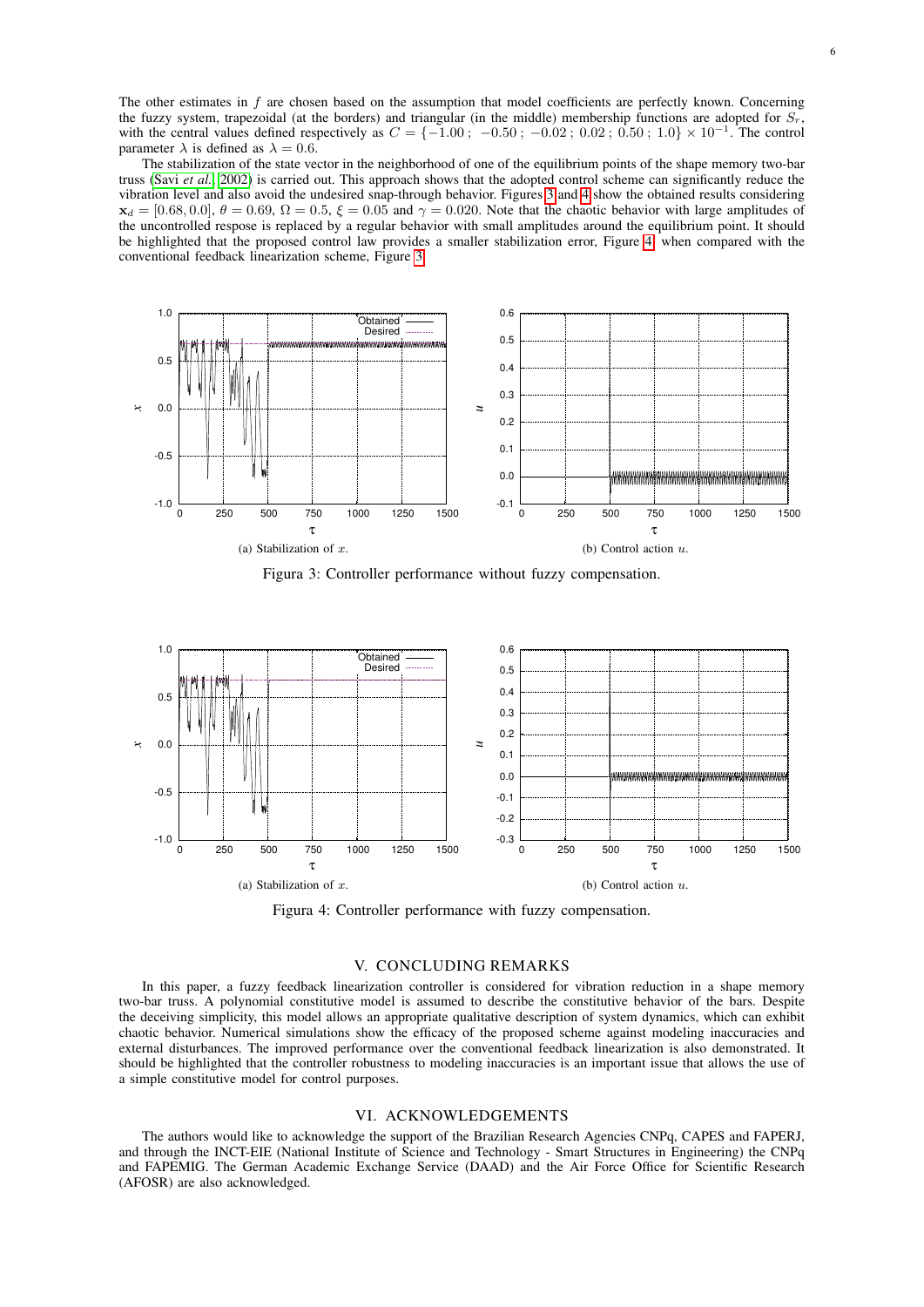The other estimates in $f$ are chosen based on the assumption that model coefficients are perfectly known. Concerning the fuzzy system, trapezoidal (at the borders) and triangular (in the middle) membership functions are adopted for $S_r$, with the central values defined respectively as $C = \{-1.00\ ;\ -0.50\ ;\ -0.02\ ;\ 0.02\ ;\ 0.50\ ;\ 1.0\} \times 10^{-1}$. The control parameter $\lambda$ is defined as $\lambda = 0.6$.

The stabilization of the state vector in the neighborhood of one of the equilibrium points of the shape memory two-bar truss (Savi *et al.*, 2002) is carried out. This approach shows that the adopted control scheme can significantly reduce the vibration level and also avoid the undesired snap-through behavior. Figures 3 and 4 show the obtained results considering $\mathbf{x}_d = [0.68, 0.0]$, $\theta = 0.69$, $\Omega = 0.5$, $\xi = 0.05$ and $\gamma = 0.020$. Note that the chaotic behavior with large amplitudes of the uncontrolled respose is replaced by a regular behavior with small amplitudes around the equilibrium point. It should be highlighted that the proposed control law provides a smaller stabilization error, Figure 4, when compared with the conventional feedback linearization scheme, Figure 3.

(a) Stabilization of $x$.

(b) Control action $u$.

Figura 3: Controller performance without fuzzy compensation.

(a) Stabilization of $x$.

(b) Control action $u$.

Figura 4: Controller performance with fuzzy compensation.

## V. CONCLUDING REMARKS

In this paper, a fuzzy feedback linearization controller is considered for vibration reduction in a shape memory two-bar truss. A polynomial constitutive model is assumed to describe the constitutive behavior of the bars. Despite the deceiving simplicity, this model allows an appropriate qualitative description of system dynamics, which can exhibit chaotic behavior. Numerical simulations show the efficacy of the proposed scheme against modeling inaccuracies and external disturbances. The improved performance over the conventional feedback linearization is also demonstrated. It should be highlighted that the controller robustness to modeling inaccuracies is an important issue that allows the use of a simple constitutive model for control purposes.

## VI. ACKNOWLEDGEMENTS

The authors would like to acknowledge the support of the Brazilian Research Agencies CNPq, CAPES and FAPERJ, and through the INCT-EIE (National Institute of Science and Technology - Smart Structures in Engineering) the CNPq and FAPEMIG. The German Academic Exchange Service (DAAD) and the Air Force Office for Scientific Research (AFOSR) are also acknowledged.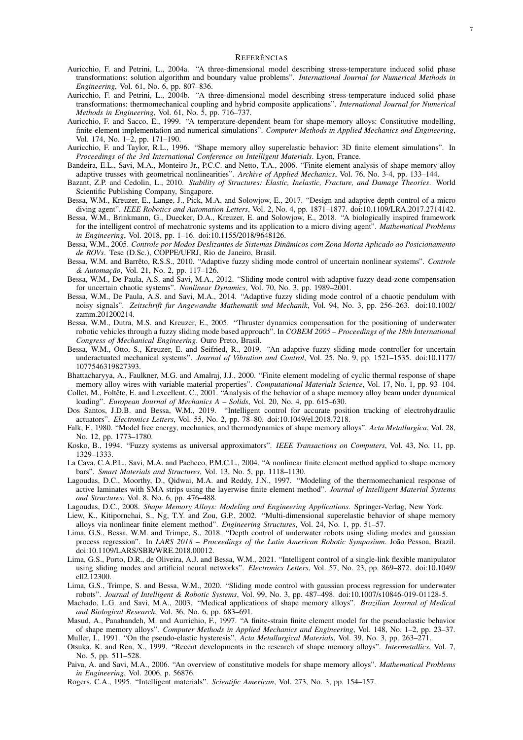## REFERÊNCIAS

Auricchio, F. and Petrini, L., 2004a. "A three-dimensional model describing stress-temperature induced solid phase transformations: solution algorithm and boundary value problems". *International Journal for Numerical Methods in Engineering*, Vol. 61, No. 6, pp. 807–836.

Auricchio, F. and Petrini, L., 2004b. "A three-dimensional model describing stress-temperature induced solid phase transformations: thermomechanical coupling and hybrid composite applications". *International Journal for Numerical Methods in Engineering*, Vol. 61, No. 5, pp. 716–737.

Auricchio, F. and Sacco, E., 1999. "A temperature-dependent beam for shape-memory alloys: Constitutive modelling, finite-element implementation and numerical simulations". *Computer Methods in Applied Mechanics and Engineering*, Vol. 174, No. 1–2, pp. 171–190.

Auricchio, F. and Taylor, R.L., 1996. "Shape memory alloy superelastic behavior: 3D finite element simulations". In *Proceedings of the 3rd International Conference on Intelligent Materials*. Lyon, France.

Bandeira, E.L., Savi, M.A., Monteiro Jr., P.C.C. and Netto, T.A., 2006. "Finite element analysis of shape memory alloy adaptive trusses with geometrical nonlinearities". *Archive of Applied Mechanics*, Vol. 76, No. 3-4, pp. 133–144.

Bazant, Z.P. and Cedolin, L., 2010. *Stability of Structures: Elastic, Inelastic, Fracture, and Damage Theories*. World Scientific Publishing Company, Singapore.

Bessa, W.M., Kreuzer, E., Lange, J., Pick, M.A. and Solowjow, E., 2017. "Design and adaptive depth control of a micro diving agent". *IEEE Robotics and Automation Letters*, Vol. 2, No. 4, pp. 1871–1877. doi:10.1109/LRA.2017.2714142.

Bessa, W.M., Brinkmann, G., Duecker, D.A., Kreuzer, E. and Solowjow, E., 2018. "A biologically inspired framework for the intelligent control of mechatronic systems and its application to a micro diving agent". *Mathematical Problems in Engineering*, Vol. 2018, pp. 1–16. doi:10.1155/2018/9648126.

Bessa, W.M., 2005. *Controle por Modos Deslizantes de Sistemas Dinâmicos com Zona Morta Aplicado ao Posicionamento de ROVs*. Tese (D.Sc.), COPPE/UFRJ, Rio de Janeiro, Brasil.

Bessa, W.M. and Barrêto, R.S.S., 2010. "Adaptive fuzzy sliding mode control of uncertain nonlinear systems". *Controle & Automação*, Vol. 21, No. 2, pp. 117–126.

Bessa, W.M., De Paula, A.S. and Savi, M.A., 2012. "Sliding mode control with adaptive fuzzy dead-zone compensation for uncertain chaotic systems". *Nonlinear Dynamics*, Vol. 70, No. 3, pp. 1989–2001.

Bessa, W.M., De Paula, A.S. and Savi, M.A., 2014. "Adaptive fuzzy sliding mode control of a chaotic pendulum with noisy signals". *Zeitschrift fur Angewandte Mathematik und Mechanik*, Vol. 94, No. 3, pp. 256–263. doi:10.1002/zamm.201200214.

Bessa, W.M., Dutra, M.S. and Kreuzer, E., 2005. "Thruster dynamics compensation for the positioning of underwater robotic vehicles through a fuzzy sliding mode based approach". In *COBEM 2005 – Proceedings of the 18th International Congress of Mechanical Engineering*. Ouro Preto, Brasil.

Bessa, W.M., Otto, S., Kreuzer, E. and Seifried, R., 2019. "An adaptive fuzzy sliding mode controller for uncertain underactuated mechanical systems". *Journal of Vibration and Control*, Vol. 25, No. 9, pp. 1521–1535. doi:10.1177/1077546319827393.

Bhattacharyya, A., Faulkner, M.G. and Amalraj, J.J., 2000. "Finite element modeling of cyclic thermal response of shape memory alloy wires with variable material properties". *Computational Materials Science*, Vol. 17, No. 1, pp. 93–104.

Collet, M., Foltête, E. and Lexcellent, C., 2001. "Analysis of the behavior of a shape memory alloy beam under dynamical loading". *European Journal of Mechanics A – Solids*, Vol. 20, No. 4, pp. 615–630.

Dos Santos, J.D.B. and Bessa, W.M., 2019. "Intelligent control for accurate position tracking of electrohydraulic actuators". *Electronics Letters*, Vol. 55, No. 2, pp. 78–80. doi:10.1049/el.2018.7218.

Falk, F., 1980. "Model free energy, mechanics, and thermodynamics of shape memory alloys". *Acta Metallurgica*, Vol. 28, No. 12, pp. 1773–1780.

Kosko, B., 1994. "Fuzzy systems as universal approximators". *IEEE Transactions on Computers*, Vol. 43, No. 11, pp. 1329–1333.

La Cava, C.A.P.L., Savi, M.A. and Pacheco, P.M.C.L., 2004. "A nonlinear finite element method applied to shape memory bars". *Smart Materials and Structures*, Vol. 13, No. 5, pp. 1118–1130.

Lagoudas, D.C., Moorthy, D., Qidwai, M.A. and Reddy, J.N., 1997. "Modeling of the thermomechanical response of active laminates with SMA strips using the layerwise finite element method". *Journal of Intelligent Material Systems and Structures*, Vol. 8, No. 6, pp. 476–488.

Lagoudas, D.C., 2008. *Shape Memory Alloys: Modeling and Engineering Applications*. Springer-Verlag, New York.

Liew, K., Kitipornchai, S., Ng, T.Y. and Zou, G.P., 2002. "Multi-dimensional superelastic behavior of shape memory alloys via nonlinear finite element method". *Engineering Structures*, Vol. 24, No. 1, pp. 51–57.

Lima, G.S., Bessa, W.M. and Trimpe, S., 2018. "Depth control of underwater robots using sliding modes and gaussian process regression". In *LARS 2018 – Proceedings of the Latin American Robotic Symposium*. João Pessoa, Brazil. doi:10.1109/LARS/SBR/WRE.2018.00012.

Lima, G.S., Porto, D.R., de Oliveira, A.J. and Bessa, W.M., 2021. "Intelligent control of a single-link flexible manipulator using sliding modes and artificial neural networks". *Electronics Letters*, Vol. 57, No. 23, pp. 869–872. doi:10.1049/ell2.12300.

Lima, G.S., Trimpe, S. and Bessa, W.M., 2020. "Sliding mode control with gaussian process regression for underwater robots". *Journal of Intelligent & Robotic Systems*, Vol. 99, No. 3, pp. 487–498. doi:10.1007/s10846-019-01128-5.

Machado, L.G. and Savi, M.A., 2003. "Medical applications of shape memory alloys". *Brazilian Journal of Medical and Biological Research*, Vol. 36, No. 6, pp. 683–691.

Masud, A., Panahandeh, M. and Aurrichio, F., 1997. "A finite-strain finite element model for the pseudoelastic behavior of shape memory alloys". *Computer Methods in Applied Mechanics and Engineering*, Vol. 148, No. 1–2, pp. 23–37.

Muller, I., 1991. "On the pseudo-elastic hysteresis". *Acta Metallurgical Materials*, Vol. 39, No. 3, pp. 263–271.

Otsuka, K. and Ren, X., 1999. "Recent developments in the research of shape memory alloys". *Intermetallics*, Vol. 7, No. 5, pp. 511–528.

Paiva, A. and Savi, M.A., 2006. "An overview of constitutive models for shape memory alloys". *Mathematical Problems in Engineering*, Vol. 2006, p. 56876.

Rogers, C.A., 1995. "Intelligent materials". *Scientific American*, Vol. 273, No. 3, pp. 154–157.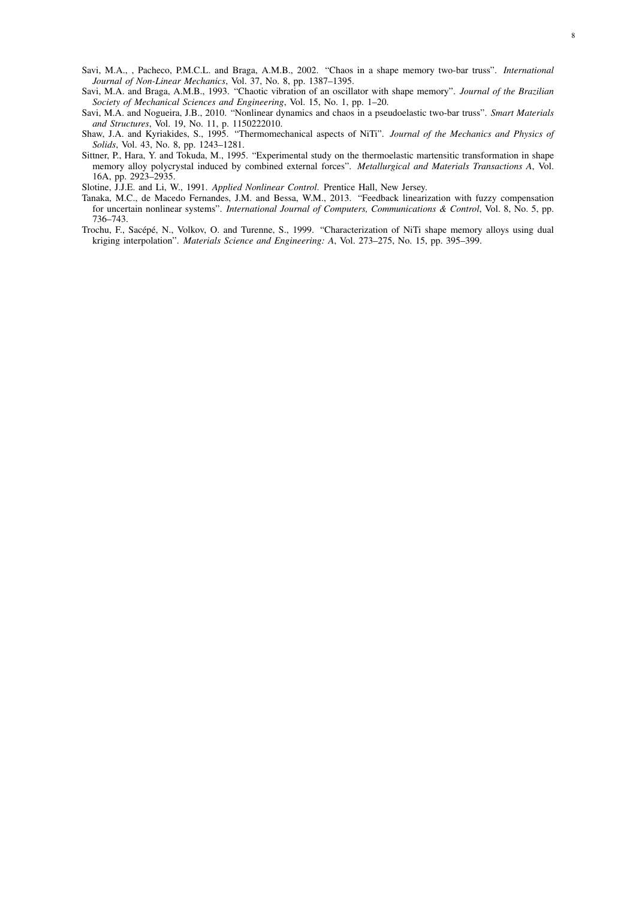Savi, M.A., , Pacheco, P.M.C.L. and Braga, A.M.B., 2002. "Chaos in a shape memory two-bar truss". *International Journal of Non-Linear Mechanics*, Vol. 37, No. 8, pp. 1387–1395.

Savi, M.A. and Braga, A.M.B., 1993. "Chaotic vibration of an oscillator with shape memory". *Journal of the Brazilian Society of Mechanical Sciences and Engineering*, Vol. 15, No. 1, pp. 1–20.

Savi, M.A. and Nogueira, J.B., 2010. "Nonlinear dynamics and chaos in a pseudoelastic two-bar truss". *Smart Materials and Structures*, Vol. 19, No. 11, p. 1150222010.

Shaw, J.A. and Kyriakides, S., 1995. "Thermomechanical aspects of NiTi". *Journal of the Mechanics and Physics of Solids*, Vol. 43, No. 8, pp. 1243–1281.

Sittner, P., Hara, Y. and Tokuda, M., 1995. "Experimental study on the thermoelastic martensitic transformation in shape memory alloy polycrystal induced by combined external forces". *Metallurgical and Materials Transactions A*, Vol. 16A, pp. 2923–2935.

Slotine, J.J.E. and Li, W., 1991. *Applied Nonlinear Control*. Prentice Hall, New Jersey.

Tanaka, M.C., de Macedo Fernandes, J.M. and Bessa, W.M., 2013. "Feedback linearization with fuzzy compensation for uncertain nonlinear systems". *International Journal of Computers, Communications & Control*, Vol. 8, No. 5, pp. 736–743.

Trochu, F., Sacépé, N., Volkov, O. and Turenne, S., 1999. "Characterization of NiTi shape memory alloys using dual kriging interpolation". *Materials Science and Engineering: A*, Vol. 273–275, No. 15, pp. 395–399.